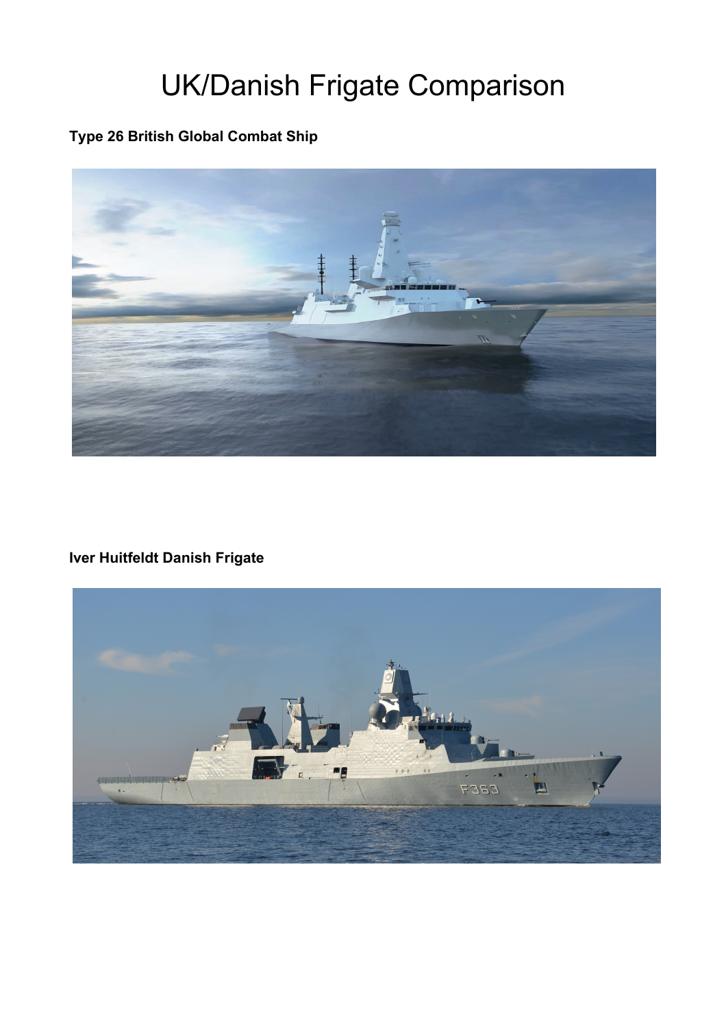# UK/Danish Frigate Comparison

**Type 26 British Global Combat Ship**

**Iver Huitfeldt Danish Frigate**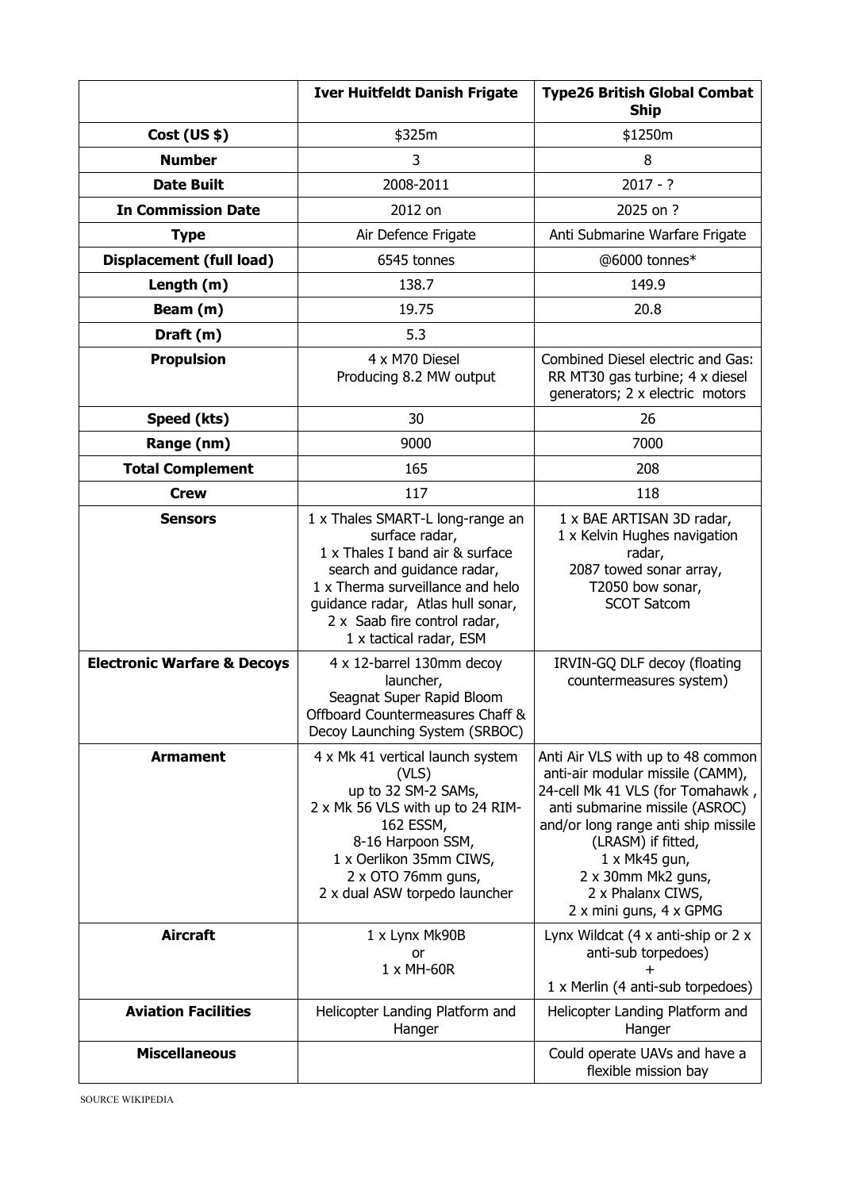| | Iver Huitfeldt Danish Frigate | Type26 British Global Combat Ship |
|---|---|---|
| **Cost (US $)** | $325m | $1250m |
| **Number** | 3 | 8 |
| **Date Built** | 2008-2011 | 2017 - ? |
| **In Commission Date** | 2012 on | 2025 on ? |
| **Type** | Air Defence Frigate | Anti Submarine Warfare Frigate |
| **Displacement (full load)** | 6545 tonnes | @6000 tonnes* |
| **Length (m)** | 138.7 | 149.9 |
| **Beam (m)** | 19.75 | 20.8 |
| **Draft (m)** | 5.3 | |
| **Propulsion** | 4 x M70 Diesel<br>Producing 8.2 MW output | Combined Diesel electric and Gas: RR MT30 gas turbine; 4 x diesel generators; 2 x electric motors |
| **Speed (kts)** | 30 | 26 |
| **Range (nm)** | 9000 | 7000 |
| **Total Complement** | 165 | 208 |
| **Crew** | 117 | 118 |
| **Sensors** | 1 x Thales SMART-L long-range an surface radar,<br>1 x Thales I band air & surface search and guidance radar,<br>1 x Therma surveillance and helo guidance radar, Atlas hull sonar,<br>2 x Saab fire control radar,<br>1 x tactical radar, ESM | 1 x BAE ARTISAN 3D radar,<br>1 x Kelvin Hughes navigation radar,<br>2087 towed sonar array,<br>T2050 bow sonar,<br>SCOT Satcom |
| **Electronic Warfare & Decoys** | 4 x 12-barrel 130mm decoy launcher,<br>Seagnat Super Rapid Bloom Offboard Countermeasures Chaff & Decoy Launching System (SRBOC) | IRVIN-GQ DLF decoy (floating countermeasures system) |
| **Armament** | 4 x Mk 41 vertical launch system (VLS)<br>up to 32 SM-2 SAMs,<br>2 x Mk 56 VLS with up to 24 RIM-162 ESSM,<br>8-16 Harpoon SSM,<br>1 x Oerlikon 35mm CIWS,<br>2 x OTO 76mm guns,<br>2 x dual ASW torpedo launcher | Anti Air VLS with up to 48 common anti-air modular missile (CAMM),<br>24-cell Mk 41 VLS (for Tomahawk , anti submarine missile (ASROC) and/or long range anti ship missile (LRASM) if fitted,<br>1 x Mk45 gun,<br>2 x 30mm Mk2 guns,<br>2 x Phalanx CIWS,<br>2 x mini guns, 4 x GPMG |
| **Aircraft** | 1 x Lynx Mk90B<br>or<br>1 x MH-60R | Lynx Wildcat (4 x anti-ship or 2 x anti-sub torpedoes)<br>+<br>1 x Merlin (4 anti-sub torpedoes) |
| **Aviation Facilities** | Helicopter Landing Platform and Hanger | Helicopter Landing Platform and Hanger |
| **Miscellaneous** | | Could operate UAVs and have a flexible mission bay |

SOURCE WIKIPEDIA